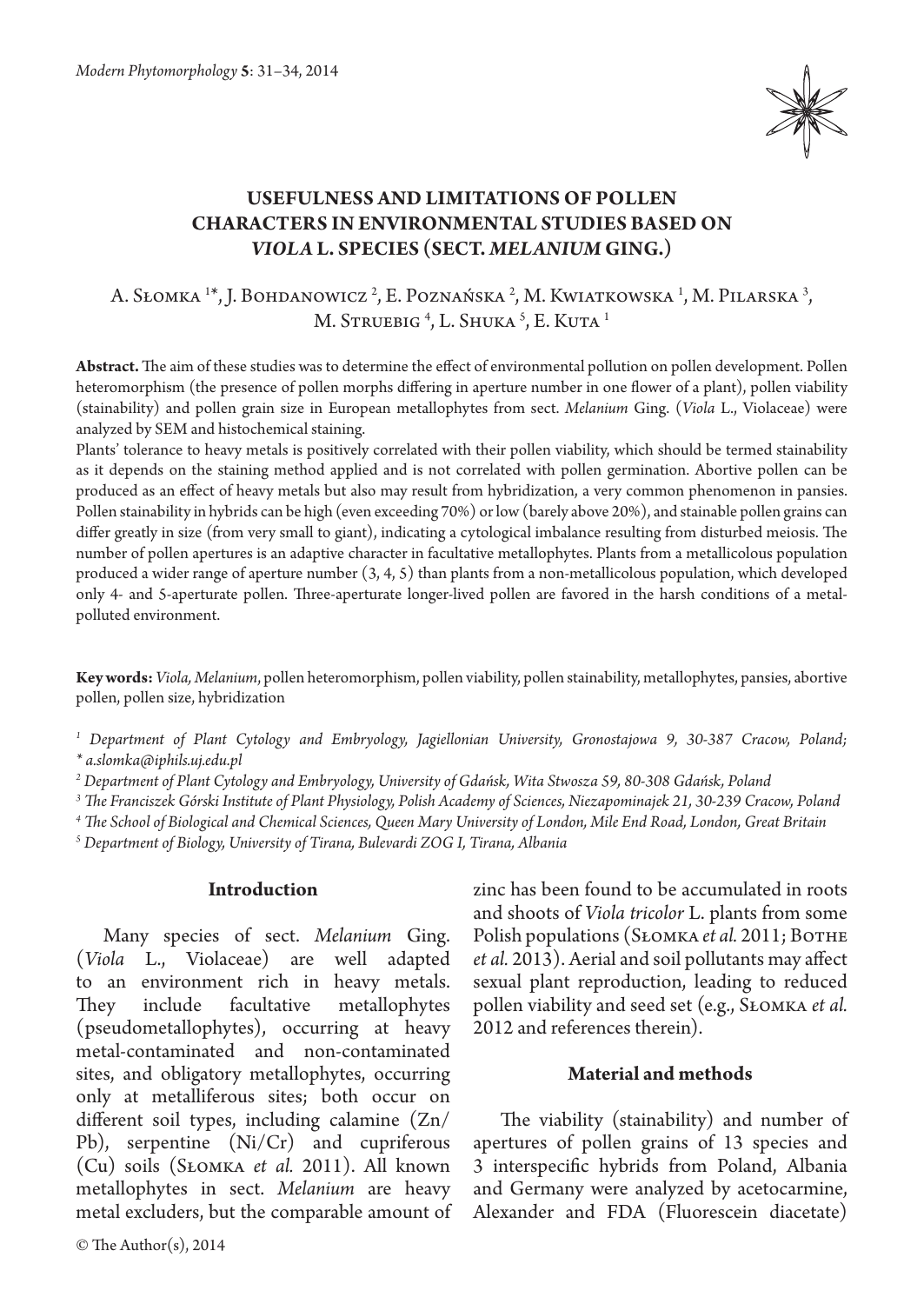# USEFULNESS AND LIMITATIONS OF POLLEN CHARACTERS IN ENVIRONMENTAL STUDIES BASED ON *VIOLA* L. SPECIES (SECT. *MELANIUM* GING.)

A. Słomka [1]*, J. Bohdanowicz [2], E. Poznańska [2], M. Kwiatkowska [1], M. Pilarska [3], M. Struebig [4], L. Shuka [5], E. Kuta [1]

**Abstract.** The aim of these studies was to determine the effect of environmental pollution on pollen development. Pollen heteromorphism (the presence of pollen morphs differing in aperture number in one flower of a plant), pollen viability (stainability) and pollen grain size in European metallophytes from sect. *Melanium* Ging. (*Viola* L., Violaceae) were analyzed by SEM and histochemical staining.

Plants' tolerance to heavy metals is positively correlated with their pollen viability, which should be termed stainability as it depends on the staining method applied and is not correlated with pollen germination. Abortive pollen can be produced as an effect of heavy metals but also may result from hybridization, a very common phenomenon in pansies. Pollen stainability in hybrids can be high (even exceeding 70%) or low (barely above 20%), and stainable pollen grains can differ greatly in size (from very small to giant), indicating a cytological imbalance resulting from disturbed meiosis. The number of pollen apertures is an adaptive character in facultative metallophytes. Plants from a metallicolous population produced a wider range of aperture number (3, 4, 5) than plants from a non-metallicolous population, which developed only 4- and 5-aperturate pollen. Three-aperturate longer-lived pollen are favored in the harsh conditions of a metal-polluted environment.

**Key words:** *Viola, Melanium*, pollen heteromorphism, pollen viability, pollen stainability, metallophytes, pansies, abortive pollen, pollen size, hybridization

[1] *Department of Plant Cytology and Embryology, Jagiellonian University, Gronostajowa 9, 30-387 Cracow, Poland;*
*\* a.slomka@iphils.uj.edu.pl*

[2] *Department of Plant Cytology and Embryology, University of Gdańsk, Wita Stwosza 59, 80-308 Gdańsk, Poland*

[3] *The Franciszek Górski Institute of Plant Physiology, Polish Academy of Sciences, Niezapominajek 21, 30-239 Cracow, Poland*

[4] *The School of Biological and Chemical Sciences, Queen Mary University of London, Mile End Road, London, Great Britain*

[5] *Department of Biology, University of Tirana, Bulevardi ZOG I, Tirana, Albania*

## Introduction

Many species of sect. *Melanium* Ging. (*Viola* L., Violaceae) are well adapted to an environment rich in heavy metals. They include facultative metallophytes (pseudometallophytes), occurring at heavy metal-contaminated and non-contaminated sites, and obligatory metallophytes, occurring only at metalliferous sites; both occur on different soil types, including calamine (Zn/Pb), serpentine (Ni/Cr) and cupriferous (Cu) soils (Słomka *et al.* 2011). All known metallophytes in sect. *Melanium* are heavy metal excluders, but the comparable amount of zinc has been found to be accumulated in roots and shoots of *Viola tricolor* L. plants from some Polish populations (Słomka *et al.* 2011; Bothe *et al.* 2013). Aerial and soil pollutants may affect sexual plant reproduction, leading to reduced pollen viability and seed set (e.g., Słomka *et al.* 2012 and references therein).

## Material and methods

The viability (stainability) and number of apertures of pollen grains of 13 species and 3 interspecific hybrids from Poland, Albania and Germany were analyzed by acetocarmine, Alexander and FDA (Fluorescein diacetate)

© The Author(s), 2014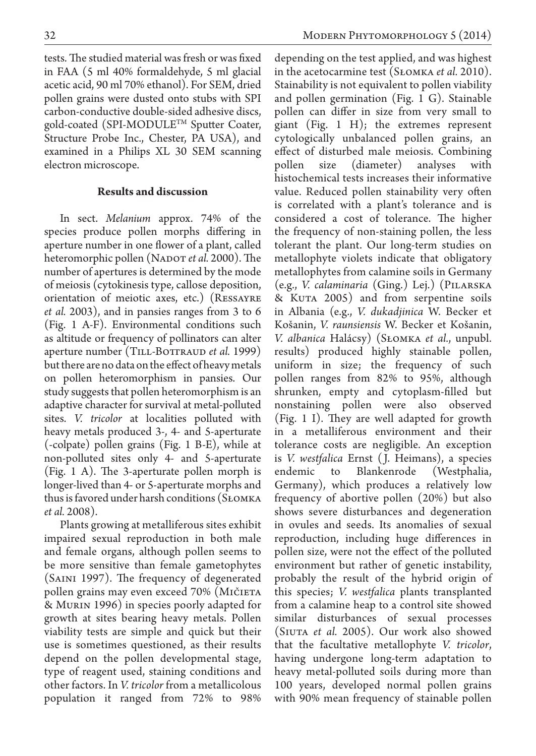tests. The studied material was fresh or was fixed in FAA (5 ml 40% formaldehyde, 5 ml glacial acetic acid, 90 ml 70% ethanol). For SEM, dried pollen grains were dusted onto stubs with SPI carbon-conductive double-sided adhesive discs, gold-coated (SPI-MODULE™ Sputter Coater, Structure Probe Inc., Chester, PA USA), and examined in a Philips XL 30 SEM scanning electron microscope.

## Results and discussion

In sect. *Melanium* approx. 74% of the species produce pollen morphs differing in aperture number in one flower of a plant, called heteromorphic pollen (Nadot *et al.* 2000). The number of apertures is determined by the mode of meiosis (cytokinesis type, callose deposition, orientation of meiotic axes, etc.) (Ressayre *et al.* 2003), and in pansies ranges from 3 to 6 (Fig. 1 A-F). Environmental conditions such as altitude or frequency of pollinators can alter aperture number (Till-Bottraud *et al.* 1999) but there are no data on the effect of heavy metals on pollen heteromorphism in pansies. Our study suggests that pollen heteromorphism is an adaptive character for survival at metal-polluted sites. *V. tricolor* at localities polluted with heavy metals produced 3-, 4- and 5-aperturate (-colpate) pollen grains (Fig. 1 B-E), while at non-polluted sites only 4- and 5-aperturate (Fig. 1 A). The 3-aperturate pollen morph is longer-lived than 4- or 5-aperturate morphs and thus is favored under harsh conditions (Słomka *et al.* 2008).

Plants growing at metalliferous sites exhibit impaired sexual reproduction in both male and female organs, although pollen seems to be more sensitive than female gametophytes (Saini 1997). The frequency of degenerated pollen grains may even exceed 70% (Mičieta & Murin 1996) in species poorly adapted for growth at sites bearing heavy metals. Pollen viability tests are simple and quick but their use is sometimes questioned, as their results depend on the pollen developmental stage, type of reagent used, staining conditions and other factors. In *V. tricolor* from a metallicolous population it ranged from 72% to 98% depending on the test applied, and was highest in the acetocarmine test (Słomka *et al.* 2010). Stainability is not equivalent to pollen viability and pollen germination (Fig. 1 G). Stainable pollen can differ in size from very small to giant (Fig. 1 H); the extremes represent cytologically unbalanced pollen grains, an effect of disturbed male meiosis. Combining pollen size (diameter) analyses with histochemical tests increases their informative value. Reduced pollen stainability very often is correlated with a plant's tolerance and is considered a cost of tolerance. The higher the frequency of non-staining pollen, the less tolerant the plant. Our long-term studies on metallophyte violets indicate that obligatory metallophytes from calamine soils in Germany (e.g., *V. calaminaria* (Ging.) Lej.) (Pilarska & Kuta 2005) and from serpentine soils in Albania (e.g., *V. dukadjinica* W. Becker et Košanin, *V. raunsiensis* W. Becker et Košanin, *V. albanica* Halácsy) (Słomka *et al.*, unpubl. results) produced highly stainable pollen, uniform in size; the frequency of such pollen ranges from 82% to 95%, although shrunken, empty and cytoplasm-filled but nonstaining pollen were also observed (Fig. 1 I). They are well adapted for growth in a metalliferous environment and their tolerance costs are negligible. An exception is *V. westfalica* Ernst (J. Heimans), a species endemic to Blankenrode (Westphalia, Germany), which produces a relatively low frequency of abortive pollen (20%) but also shows severe disturbances and degeneration in ovules and seeds. Its anomalies of sexual reproduction, including huge differences in pollen size, were not the effect of the polluted environment but rather of genetic instability, probably the result of the hybrid origin of this species; *V. westfalica* plants transplanted from a calamine heap to a control site showed similar disturbances of sexual processes (Siuta *et al.* 2005). Our work also showed that the facultative metallophyte *V. tricolor*, having undergone long-term adaptation to heavy metal-polluted soils during more than 100 years, developed normal pollen grains with 90% mean frequency of stainable pollen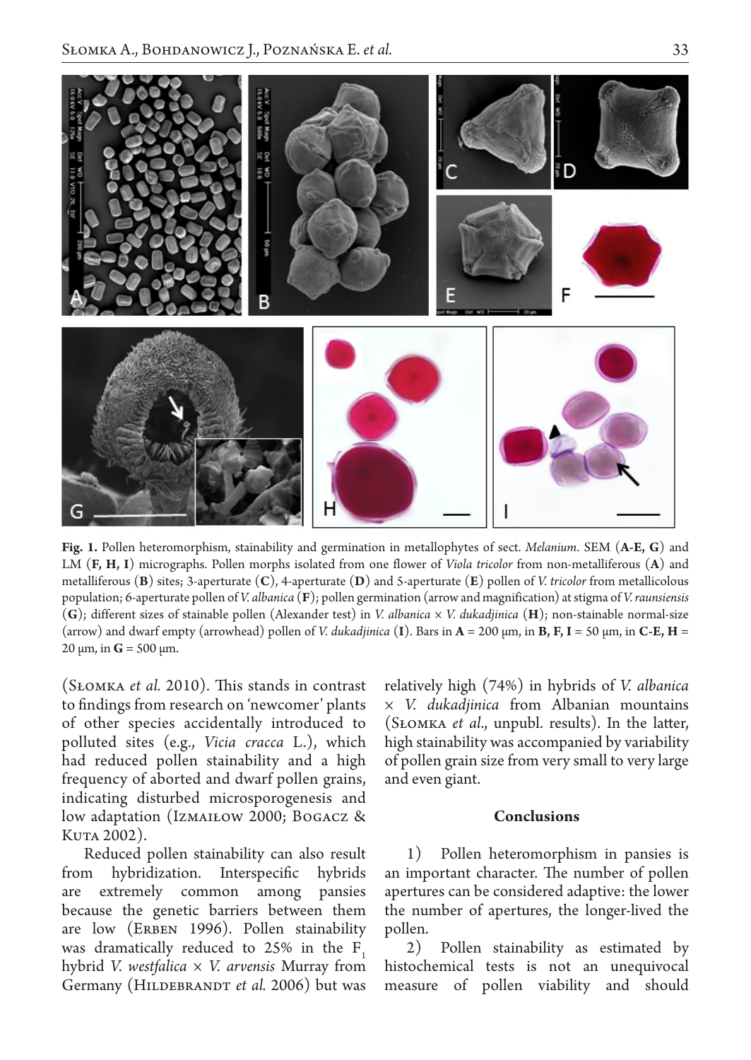**Fig. 1.** Pollen heteromorphism, stainability and germination in metallophytes of sect. *Melanium*. SEM (**A-E, G**) and LM (**F, H, I**) micrographs. Pollen morphs isolated from one flower of *Viola tricolor* from non-metalliferous (**A**) and metalliferous (**B**) sites; 3-aperturate (**C**), 4-aperturate (**D**) and 5-aperturate (**E**) pollen of *V. tricolor* from metallicolous population; 6-aperturate pollen of *V. albanica* (**F**); pollen germination (arrow and magnification) at stigma of *V. raunsiensis* (**G**); different sizes of stainable pollen (Alexander test) in *V. albanica* × *V. dukadjinica* (**H**); non-stainable normal-size (arrow) and dwarf empty (arrowhead) pollen of *V. dukadjinica* (**I**). Bars in **A** = 200 μm, in **B, F, I** = 50 μm, in **C-E, H** = 20 μm, in **G** = 500 μm.

(Słomka *et al.* 2010). This stands in contrast to findings from research on 'newcomer' plants of other species accidentally introduced to polluted sites (e.g., *Vicia cracca* L.), which had reduced pollen stainability and a high frequency of aborted and dwarf pollen grains, indicating disturbed microsporogenesis and low adaptation (Izmaiłow 2000; Bogacz & Kuta 2002).

Reduced pollen stainability can also result from hybridization. Interspecific hybrids are extremely common among pansies because the genetic barriers between them are low (Erben 1996). Pollen stainability was dramatically reduced to 25% in the $F_1$ hybrid *V. westfalica* × *V. arvensis* Murray from Germany (Hildebrandt *et al.* 2006) but was relatively high (74%) in hybrids of *V. albanica* × *V. dukadjinica* from Albanian mountains (Słomka *et al.*, unpubl. results). In the latter, high stainability was accompanied by variability of pollen grain size from very small to very large and even giant.

## Conclusions

1) Pollen heteromorphism in pansies is an important character. The number of pollen apertures can be considered adaptive: the lower the number of apertures, the longer-lived the pollen.

2) Pollen stainability as estimated by histochemical tests is not an unequivocal measure of pollen viability and should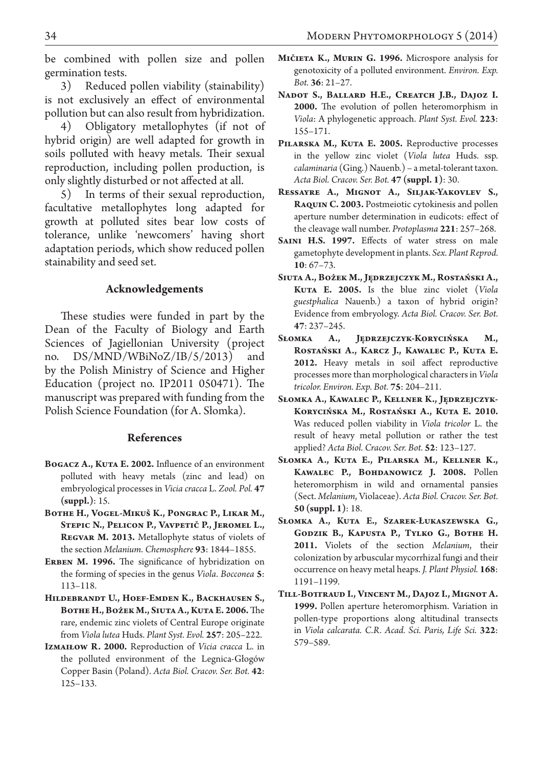be combined with pollen size and pollen germination tests.

3) Reduced pollen viability (stainability) is not exclusively an effect of environmental pollution but can also result from hybridization.

4) Obligatory metallophytes (if not of hybrid origin) are well adapted for growth in soils polluted with heavy metals. Their sexual reproduction, including pollen production, is only slightly disturbed or not affected at all.

5) In terms of their sexual reproduction, facultative metallophytes long adapted for growth at polluted sites bear low costs of tolerance, unlike 'newcomers' having short adaptation periods, which show reduced pollen stainability and seed set.

## Acknowledgements

These studies were funded in part by the Dean of the Faculty of Biology and Earth Sciences of Jagiellonian University (project no. DS/MND/WBiNoZ/IB/5/2013) and by the Polish Ministry of Science and Higher Education (project no. IP2011 050471). The manuscript was prepared with funding from the Polish Science Foundation (for A. Słomka).

## References

**Bogacz A., Kuta E. 2002.** Influence of an environment polluted with heavy metals (zinc and lead) on embryological processes in *Vicia cracca* L. *Zool. Pol.* **47 (suppl.)**: 15.

**Bothe H., Vogel-Mikuš K., Pongrac P., Likar M., Stepic N., Pelicon P., Vavpetič P., Jeromel L., Regvar M. 2013.** Metallophyte status of violets of the section *Melanium*. *Chemosphere* **93**: 1844–1855.

**Erben M. 1996.** The significance of hybridization on the forming of species in the genus *Viola*. *Bocconea* **5**: 113–118.

**Hildebrandt U., Hoef-Emden K., Backhausen S., Bothe H., Bożek M., Siuta A., Kuta E. 2006.** The rare, endemic zinc violets of Central Europe originate from *Viola lutea* Huds. *Plant Syst. Evol.* **257**: 205–222.

**Izmałow R. 2000.** Reproduction of *Vicia cracca* L. in the polluted environment of the Legnica-Głogów Copper Basin (Poland). *Acta Biol. Cracov. Ser. Bot.* **42**: 125–133.

**Mičieta K., Murin G. 1996.** Microspore analysis for genotoxicity of a polluted environment. *Environ. Exp. Bot.* **36**: 21–27.

**Nadot S., Ballard H.E., Creatch J.B., Dajoz I. 2000.** The evolution of pollen heteromorphism in *Viola*: A phylogenetic approach. *Plant Syst. Evol.* **223**: 155–171.

**Pilarska M., Kuta E. 2005.** Reproductive processes in the yellow zinc violet (*Viola lutea* Huds. ssp. *calaminaria* (Ging.) Nauenb.) – a metal-tolerant taxon. *Acta Biol. Cracov. Ser. Bot.* **47 (suppl. 1)**: 30.

**Ressayre A., Mignot A., Siljak-Yakovlev S., Raquin C. 2003.** Postmeiotic cytokinesis and pollen aperture number determination in eudicots: effect of the cleavage wall number. *Protoplasma* **221**: 257–268.

**Saini H.S. 1997.** Effects of water stress on male gametophyte development in plants. *Sex. Plant Reprod.* **10**: 67–73.

**Siuta A., Bożek M., Jędrzejczyk M., Rostański A., Kuta E. 2005.** Is the blue zinc violet (*Viola guestphalica* Nauenb.) a taxon of hybrid origin? Evidence from embryology. *Acta Biol. Cracov. Ser. Bot.* **47**: 237–245.

**Słomka A., Jędrzejczyk-Korycińska M., Rostański A., Karcz J., Kawalec P., Kuta E. 2012.** Heavy metals in soil affect reproductive processes more than morphological characters in *Viola tricolor*. *Environ. Exp. Bot.* **75**: 204–211.

**Słomka A., Kawalec P., Kellner K., Jędrzejczyk-Korycińska M., Rostański A., Kuta E. 2010.** Was reduced pollen viability in *Viola tricolor* L. the result of heavy metal pollution or rather the test applied? *Acta Biol. Cracov. Ser. Bot.* **52**: 123–127.

**Słomka A., Kuta E., Pilarska M., Kellner K., Kawalec P., Bohdanowicz J. 2008.** Pollen heteromorphism in wild and ornamental pansies (Sect. *Melanium*, Violaceae). *Acta Biol. Cracov. Ser. Bot.* **50 (suppl. 1)**: 18.

**Słomka A., Kuta E., Szarek-Łukaszewska G., Godzik B., Kapusta P., Tylko G., Bothe H. 2011.** Violets of the section *Melanium*, their colonization by arbuscular mycorrhizal fungi and their occurrence on heavy metal heaps. *J. Plant Physiol.* **168**: 1191–1199.

**Till-Bottraud I., Vincent M., Dajoz I., Mignot A. 1999.** Pollen aperture heteromorphism. Variation in pollen-type proportions along altitudinal transects in *Viola calcarata*. *C.R. Acad. Sci. Paris, Life Sci.* **322**: 579–589.